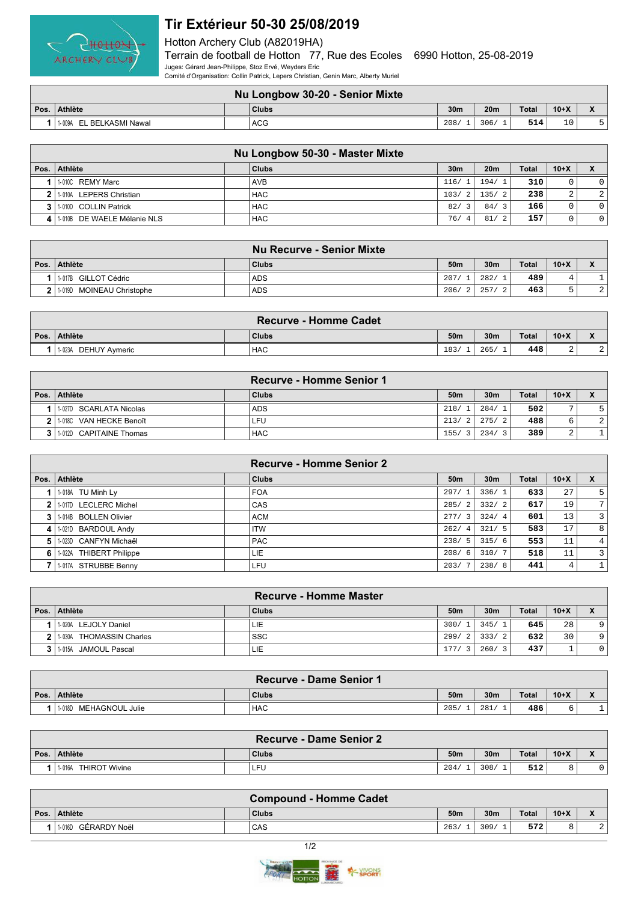# Tir Extérieur 50-30 25/08/2019

Hotton Archery Club (A82019HA)

Terrain de football de Hotton 77, Rue des Ecoles 6990 Hotton, 25-08-2019

Juges: Gérard Jean-Philippe, Stoz Ervé, Weyders Eric

Comité d'Organisation: Collin Patrick, Lepers Christian, Genin Marc, Alberty Muriel

## Nu Longbow 30-20 - Senior Mixte

| Pos. | Athlète | | Clubs | 30m | 20m | Total | 10+X | X |
|---|---|---|---|---|---|---|---|---|
| 1 | 1-009A EL BELKASMI Nawal | | ACG | 208/ 1 | 306/ 1 | 514 | 10 | 5 |

## Nu Longbow 50-30 - Master Mixte

| Pos. | Athlète | | Clubs | 30m | 20m | Total | 10+X | X |
|---|---|---|---|---|---|---|---|---|
| 1 | 1-010C REMY Marc | | AVB | 116/ 1 | 194/ 1 | 310 | 0 | 0 |
| 2 | 1-010A LEPERS Christian | | HAC | 103/ 2 | 135/ 2 | 238 | 2 | 2 |
| 3 | 1-010D COLLIN Patrick | | HAC | 82/ 3 | 84/ 3 | 166 | 0 | 0 |
| 4 | 1-010B DE WAELE Mélanie NLS | | HAC | 76/ 4 | 81/ 2 | 157 | 0 | 0 |

## Nu Recurve - Senior Mixte

| Pos. | Athlète | | Clubs | 50m | 30m | Total | 10+X | X |
|---|---|---|---|---|---|---|---|---|
| 1 | 1-017B GILLOT Cédric | | ADS | 207/ 1 | 282/ 1 | 489 | 4 | 1 |
| 2 | 1-019D MOINEAU Christophe | | ADS | 206/ 2 | 257/ 2 | 463 | 5 | 2 |

## Recurve - Homme Cadet

| Pos. | Athlète | | Clubs | 50m | 30m | Total | 10+X | X |
|---|---|---|---|---|---|---|---|---|
| 1 | 1-023A DEHUY Aymeric | | HAC | 183/ 1 | 265/ 1 | 448 | 2 | 2 |

## Recurve - Homme Senior 1

| Pos. | Athlète | | Clubs | 50m | 30m | Total | 10+X | X |
|---|---|---|---|---|---|---|---|---|
| 1 | 1-027D SCARLATA Nicolas | | ADS | 218/ 1 | 284/ 1 | 502 | 7 | 5 |
| 2 | 1-018C VAN HECKE Benoît | | LFU | 213/ 2 | 275/ 2 | 488 | 6 | 2 |
| 3 | 1-012D CAPITAINE Thomas | | HAC | 155/ 3 | 234/ 3 | 389 | 2 | 1 |

## Recurve - Homme Senior 2

| Pos. | Athlète | | Clubs | 50m | 30m | Total | 10+X | X |
|---|---|---|---|---|---|---|---|---|
| 1 | 1-018A TU Minh Ly | | FOA | 297/ 1 | 336/ 1 | 633 | 27 | 5 |
| 2 | 1-017D LECLERC Michel | | CAS | 285/ 2 | 332/ 2 | 617 | 19 | 7 |
| 3 | 1-014B BOLLEN Olivier | | ACM | 277/ 3 | 324/ 4 | 601 | 13 | 3 |
| 4 | 1-021D BARDOUL Andy | | ITW | 262/ 4 | 321/ 5 | 583 | 17 | 8 |
| 5 | 1-023D CANFYN Michaël | | PAC | 238/ 5 | 315/ 6 | 553 | 11 | 4 |
| 6 | 1-022A THIBERT Philippe | | LIE | 208/ 6 | 310/ 7 | 518 | 11 | 3 |
| 7 | 1-017A STRUBBE Benny | | LFU | 203/ 7 | 238/ 8 | 441 | 4 | 1 |

## Recurve - Homme Master

| Pos. | Athlète | | Clubs | 50m | 30m | Total | 10+X | X |
|---|---|---|---|---|---|---|---|---|
| 1 | 1-020A LEJOLY Daniel | | LIE | 300/ 1 | 345/ 1 | 645 | 28 | 9 |
| 2 | 1-030A THOMASSIN Charles | | SSC | 299/ 2 | 333/ 2 | 632 | 30 | 9 |
| 3 | 1-015A JAMOUL Pascal | | LIE | 177/ 3 | 260/ 3 | 437 | 1 | 0 |

## Recurve - Dame Senior 1

| Pos. | Athlète | | Clubs | 50m | 30m | Total | 10+X | X |
|---|---|---|---|---|---|---|---|---|
| 1 | 1-018D MEHAGNOUL Julie | | HAC | 205/ 1 | 281/ 1 | 486 | 6 | 1 |

## Recurve - Dame Senior 2

| Pos. | Athlète | | Clubs | 50m | 30m | Total | 10+X | X |
|---|---|---|---|---|---|---|---|---|
| 1 | 1-016A THIROT Wivine | | LFU | 204/ 1 | 308/ 1 | 512 | 8 | 0 |

## Compound - Homme Cadet

| Pos. | Athlète | | Clubs | 50m | 30m | Total | 10+X | X |
|---|---|---|---|---|---|---|---|---|
| 1 | 1-016D GÉRARDY Noël | | CAS | 263/ 1 | 309/ 1 | 572 | 8 | 2 |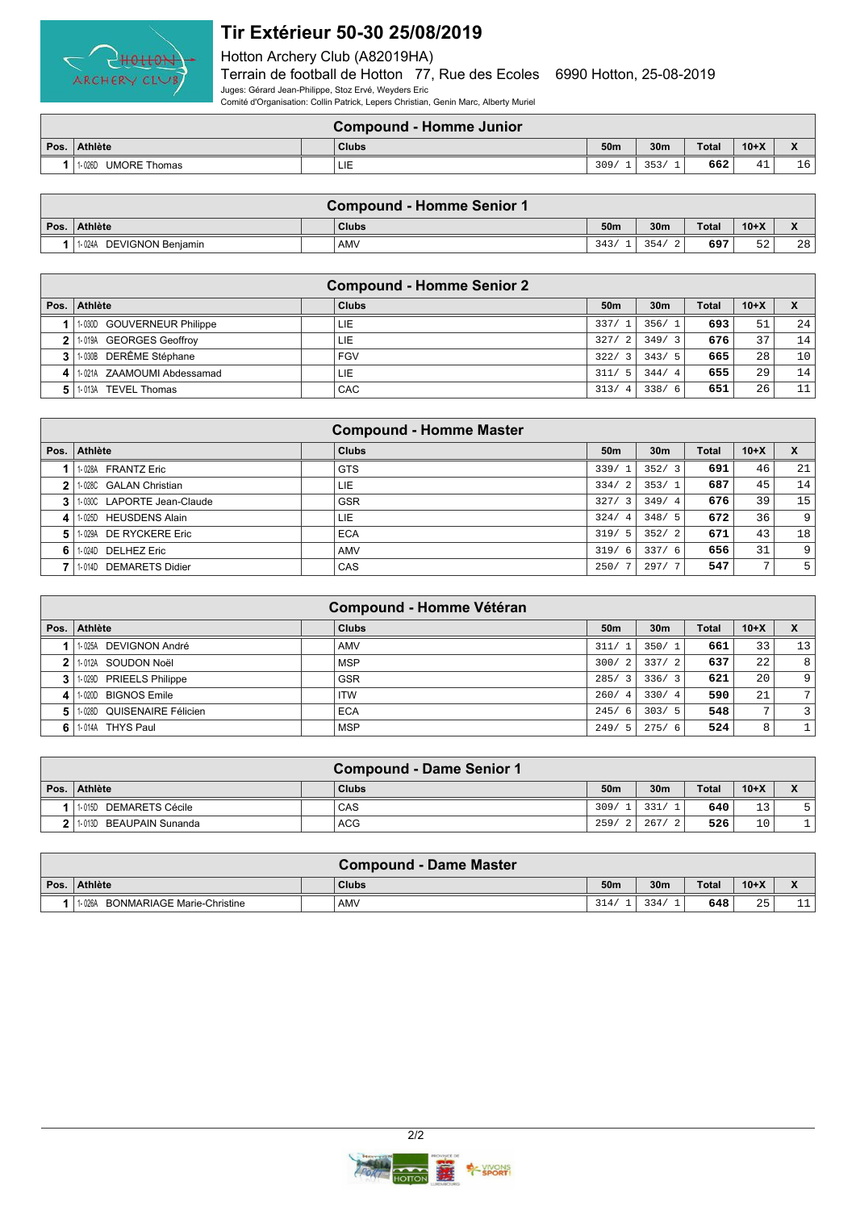# Tir Extérieur 50-30 25/08/2019

Hotton Archery Club (A82019HA)

Terrain de football de Hotton 77, Rue des Ecoles 6990 Hotton, 25-08-2019

Juges: Gérard Jean-Philippe, Stoz Ervé, Weyders Eric

Comité d'Organisation: Collin Patrick, Lepers Christian, Genin Marc, Alberty Muriel

## Compound - Homme Junior

| Pos. | Athlète | | Clubs | 50m | 30m | Total | 10+X | X |
|---|---|---|---|---|---|---|---|---|
| 1 | 1-026D UMORE Thomas | | LIE | 309/ 1 | 353/ 1 | 662 | 41 | 16 |

## Compound - Homme Senior 1

| Pos. | Athlète | | Clubs | 50m | 30m | Total | 10+X | X |
|---|---|---|---|---|---|---|---|---|
| 1 | 1-024A DEVIGNON Benjamin | | AMV | 343/ 1 | 354/ 2 | 697 | 52 | 28 |

## Compound - Homme Senior 2

| Pos. | Athlète | | Clubs | 50m | 30m | Total | 10+X | X |
|---|---|---|---|---|---|---|---|---|
| 1 | 1-030D GOUVERNEUR Philippe | | LIE | 337/ 1 | 356/ 1 | 693 | 51 | 24 |
| 2 | 1-019A GEORGES Geoffroy | | LIE | 327/ 2 | 349/ 3 | 676 | 37 | 14 |
| 3 | 1-030B DERÊME Stéphane | | FGV | 322/ 3 | 343/ 5 | 665 | 28 | 10 |
| 4 | 1-021A ZAAMOUMI Abdessamad | | LIE | 311/ 5 | 344/ 4 | 655 | 29 | 14 |
| 5 | 1-013A TEVEL Thomas | | CAC | 313/ 4 | 338/ 6 | 651 | 26 | 11 |

## Compound - Homme Master

| Pos. | Athlète | | Clubs | 50m | 30m | Total | 10+X | X |
|---|---|---|---|---|---|---|---|---|
| 1 | 1-028A FRANTZ Eric | | GTS | 339/ 1 | 352/ 3 | 691 | 46 | 21 |
| 2 | 1-028C GALAN Christian | | LIE | 334/ 2 | 353/ 1 | 687 | 45 | 14 |
| 3 | 1-030C LAPORTE Jean-Claude | | GSR | 327/ 3 | 349/ 4 | 676 | 39 | 15 |
| 4 | 1-025D HEUSDENS Alain | | LIE | 324/ 4 | 348/ 5 | 672 | 36 | 9 |
| 5 | 1-029A DE RYCKERE Eric | | ECA | 319/ 5 | 352/ 2 | 671 | 43 | 18 |
| 6 | 1-024D DELHEZ Eric | | AMV | 319/ 6 | 337/ 6 | 656 | 31 | 9 |
| 7 | 1-014D DEMARETS Didier | | CAS | 250/ 7 | 297/ 7 | 547 | 7 | 5 |

## Compound - Homme Vétéran

| Pos. | Athlète | | Clubs | 50m | 30m | Total | 10+X | X |
|---|---|---|---|---|---|---|---|---|
| 1 | 1-025A DEVIGNON André | | AMV | 311/ 1 | 350/ 1 | 661 | 33 | 13 |
| 2 | 1-012A SOUDON Noël | | MSP | 300/ 2 | 337/ 2 | 637 | 22 | 8 |
| 3 | 1-029D PRIEELS Philippe | | GSR | 285/ 3 | 336/ 3 | 621 | 20 | 9 |
| 4 | 1-020D BIGNOS Emile | | ITW | 260/ 4 | 330/ 4 | 590 | 21 | 7 |
| 5 | 1-028D QUISENAIRE Félicien | | ECA | 245/ 6 | 303/ 5 | 548 | 7 | 3 |
| 6 | 1-014A THYS Paul | | MSP | 249/ 5 | 275/ 6 | 524 | 8 | 1 |

## Compound - Dame Senior 1

| Pos. | Athlète | | Clubs | 50m | 30m | Total | 10+X | X |
|---|---|---|---|---|---|---|---|---|
| 1 | 1-015D DEMARETS Cécile | | CAS | 309/ 1 | 331/ 1 | 640 | 13 | 5 |
| 2 | 1-013D BEAUPAIN Sunanda | | ACG | 259/ 2 | 267/ 2 | 526 | 10 | 1 |

## Compound - Dame Master

| Pos. | Athlète | | Clubs | 50m | 30m | Total | 10+X | X |
|---|---|---|---|---|---|---|---|---|
| 1 | 1-026A BONMARIAGE Marie-Christine | | AMV | 314/ 1 | 334/ 1 | 648 | 25 | 11 |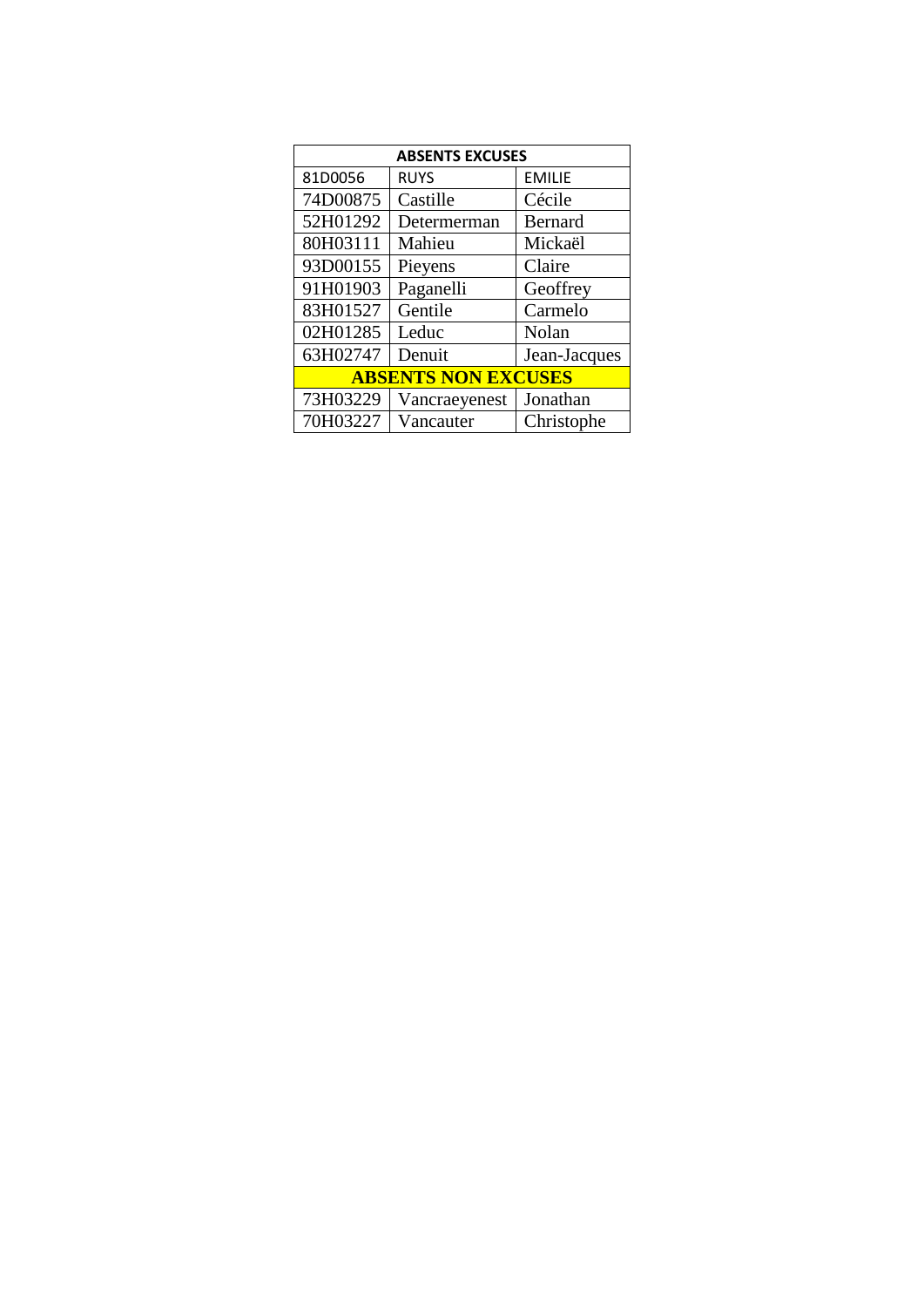| | | |
|---|---|---|
| **ABSENTS EXCUSES** | | |
| 81D0056 | RUYS | EMILIE |
| 74D00875 | Castille | Cécile |
| 52H01292 | Determerman | Bernard |
| 80H03111 | Mahieu | Mickaël |
| 93D00155 | Pieyens | Claire |
| 91H01903 | Paganelli | Geoffrey |
| 83H01527 | Gentile | Carmelo |
| 02H01285 | Leduc | Nolan |
| 63H02747 | Denuit | Jean-Jacques |
| **ABSENTS NON EXCUSES** | | |
| 73H03229 | Vancraeyenest | Jonathan |
| 70H03227 | Vancauter | Christophe |